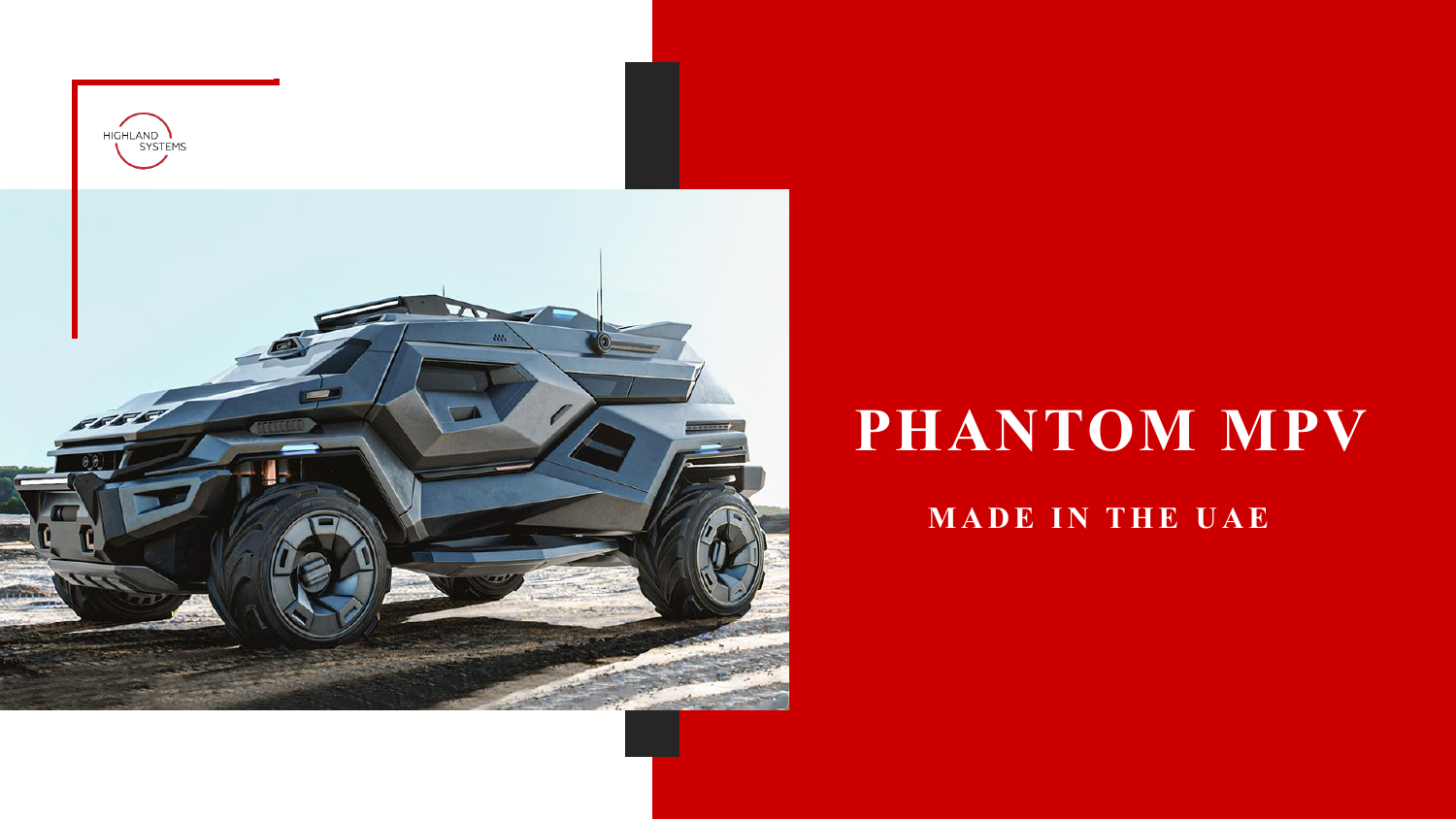HIGHLAND SYSTEMS

# PHANTOM MPV

## MADE IN THE UAE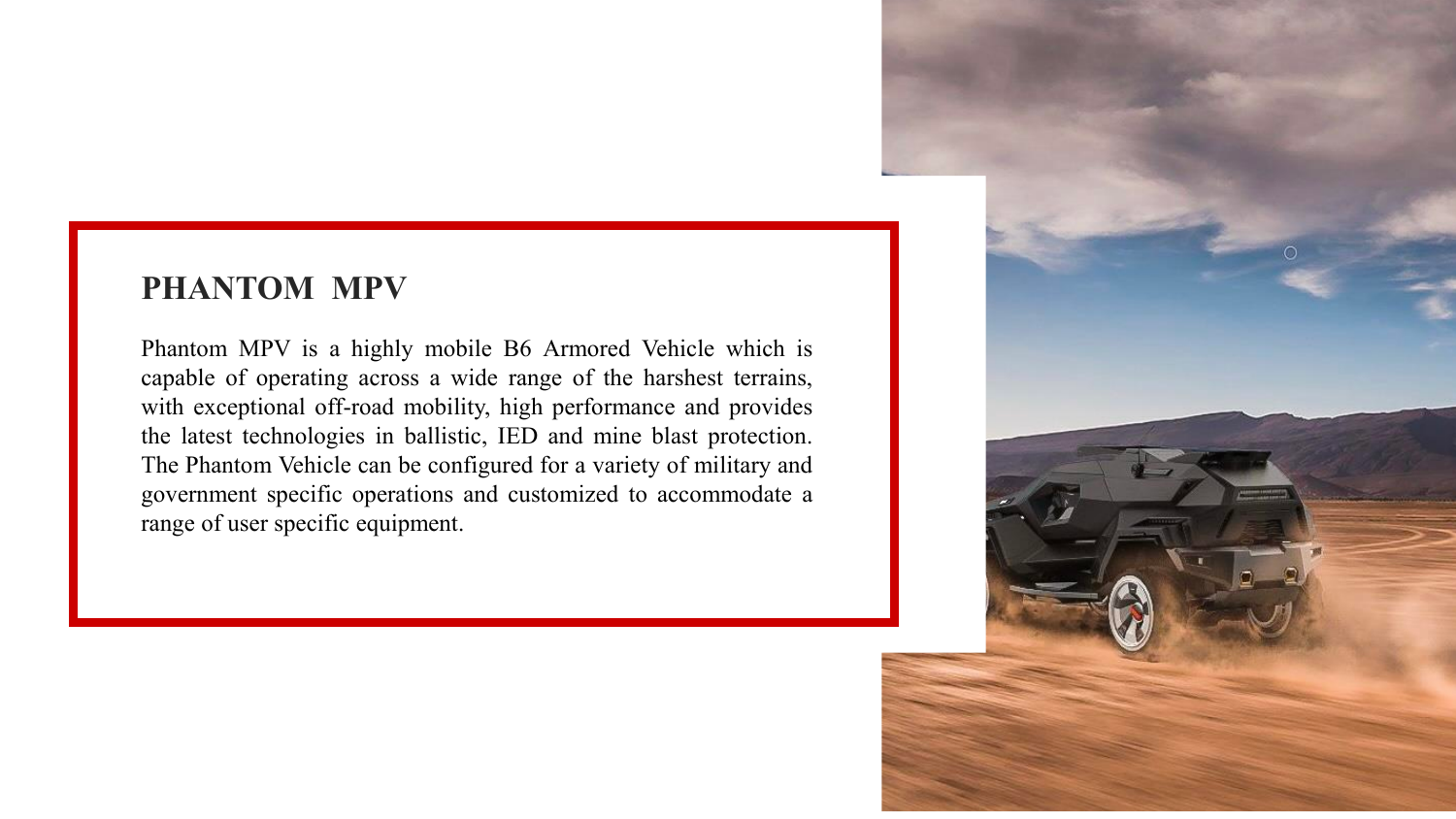## PHANTOM MPV

Phantom MPV is a highly mobile B6 Armored Vehicle which is capable of operating across a wide range of the harshest terrains, with exceptional off-road mobility, high performance and provides the latest technologies in ballistic, IED and mine blast protection. The Phantom Vehicle can be configured for a variety of military and government specific operations and customized to accommodate a range of user specific equipment.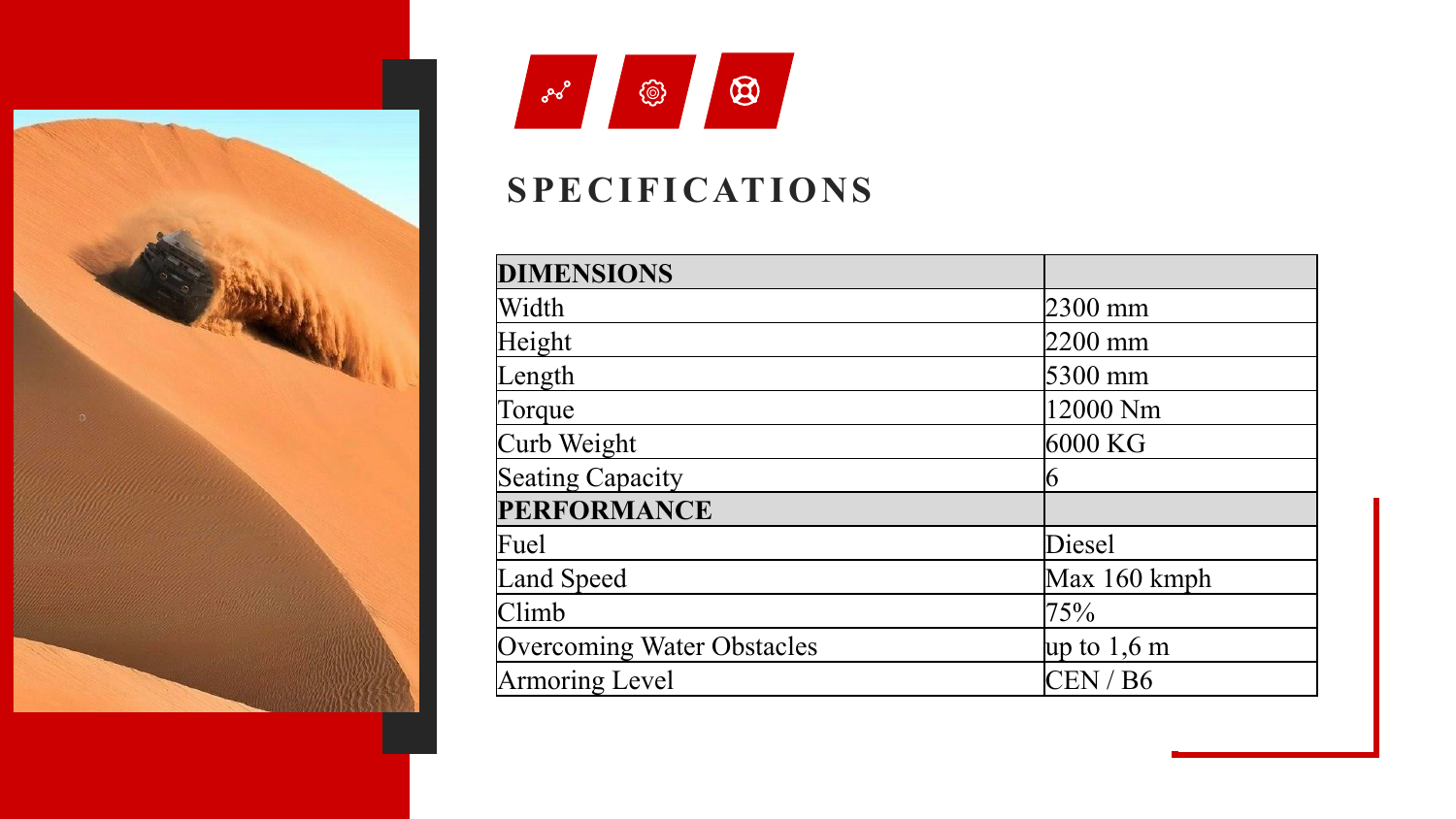# SPECIFICATIONS

| DIMENSIONS | |
|---|---|
| Width | 2300 mm |
| Height | 2200 mm |
| Length | 5300 mm |
| Torque | 12000 Nm |
| Curb Weight | 6000 KG |
| Seating Capacity | 6 |
| **PERFORMANCE** | |
| Fuel | Diesel |
| Land Speed | Max 160 kmph |
| Climb | 75% |
| Overcoming Water Obstacles | up to 1,6 m |
| Armoring Level | CEN / B6 |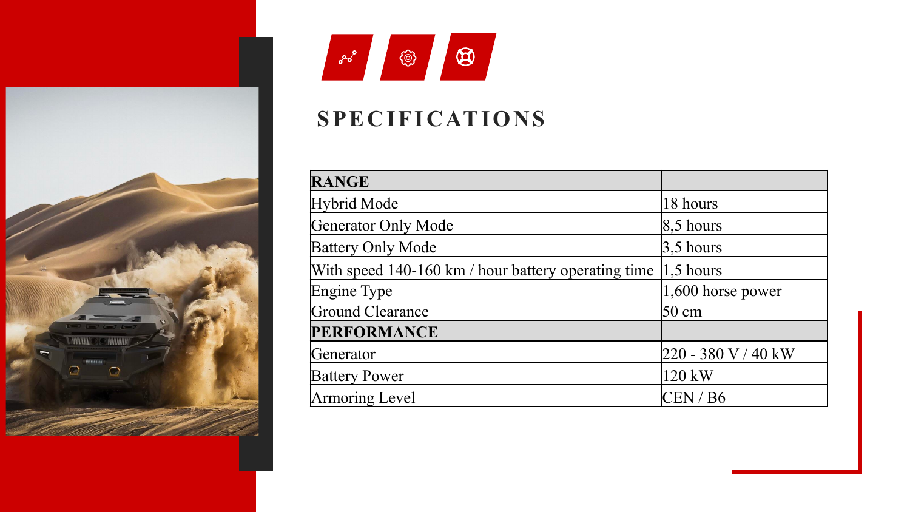## SPECIFICATIONS

| RANGE | |
|---|---|
| Hybrid Mode | 18 hours |
| Generator Only Mode | 8,5 hours |
| Battery Only Mode | 3,5 hours |
| With speed 140-160 km / hour battery operating time | 1,5 hours |
| Engine Type | 1,600 horse power |
| Ground Clearance | 50 cm |
| **PERFORMANCE** | |
| Generator | 220 - 380 V / 40 kW |
| Battery Power | 120 kW |
| Armoring Level | CEN / B6 |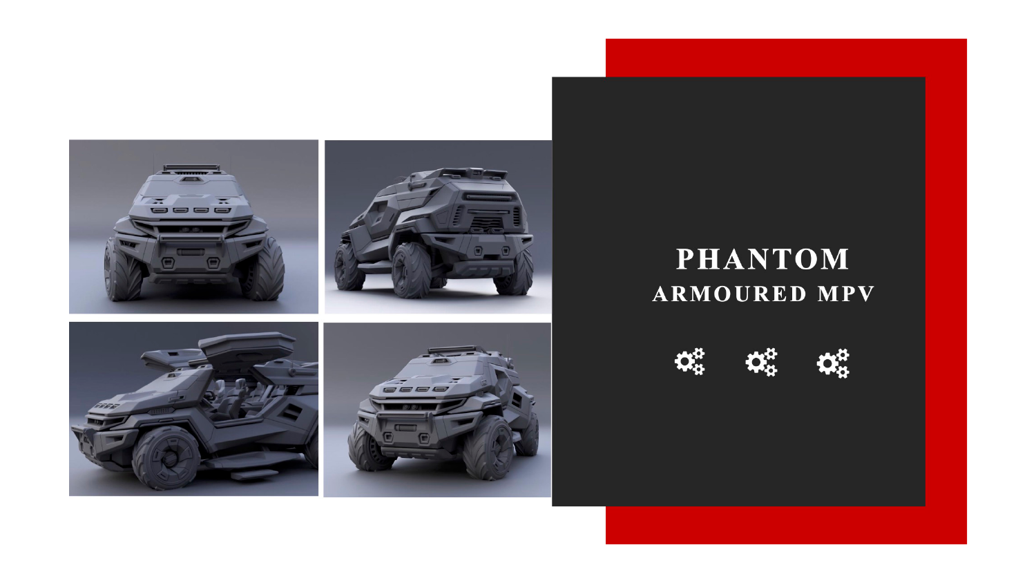# PHANTOM

## ARMOURED MPV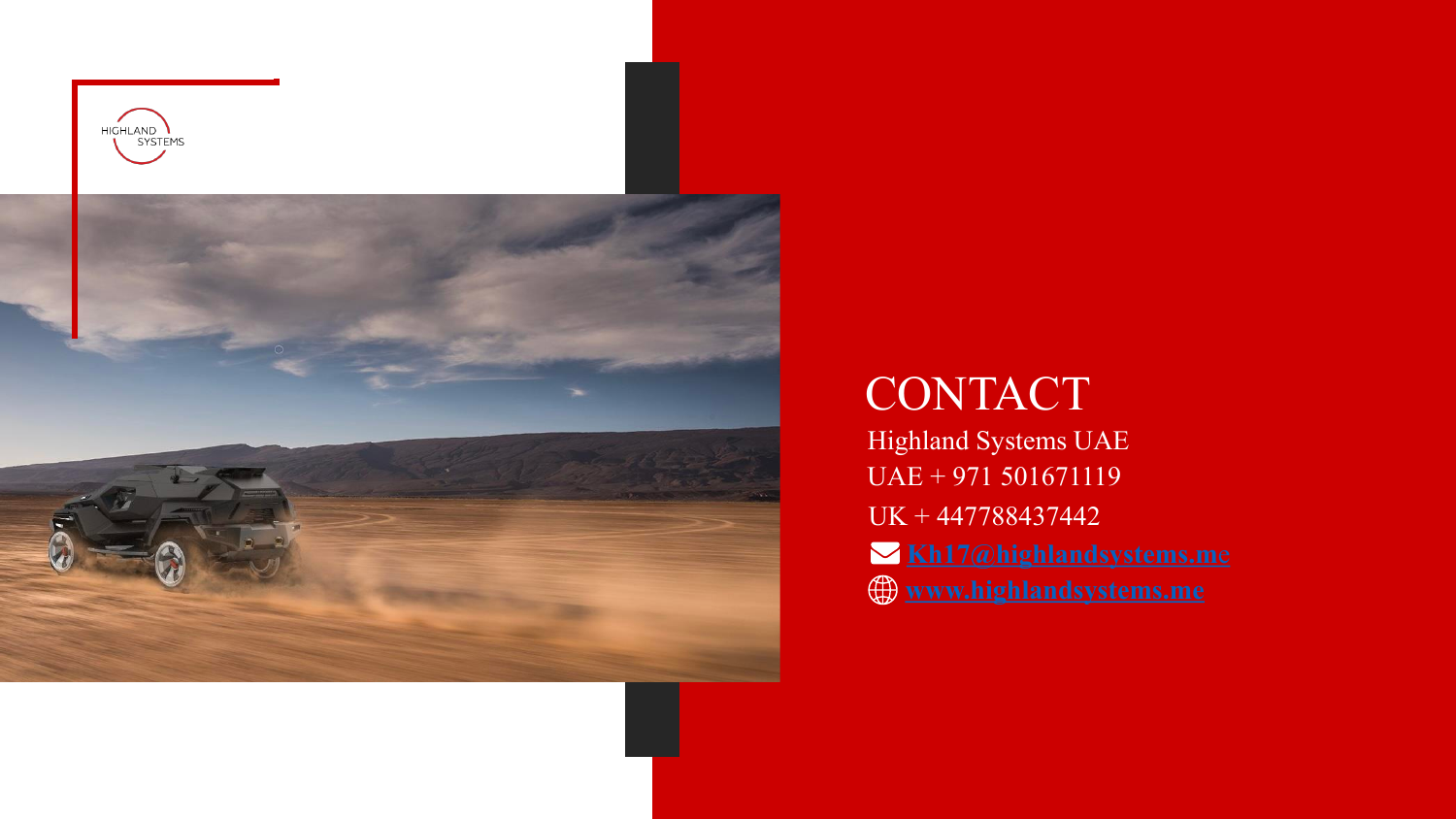HIGHLAND SYSTEMS

# CONTACT

Highland Systems UAE

UAE + 971 501671119

UK + 447788437442

Kh17@highlandsystems.me

www.highlandsystems.me